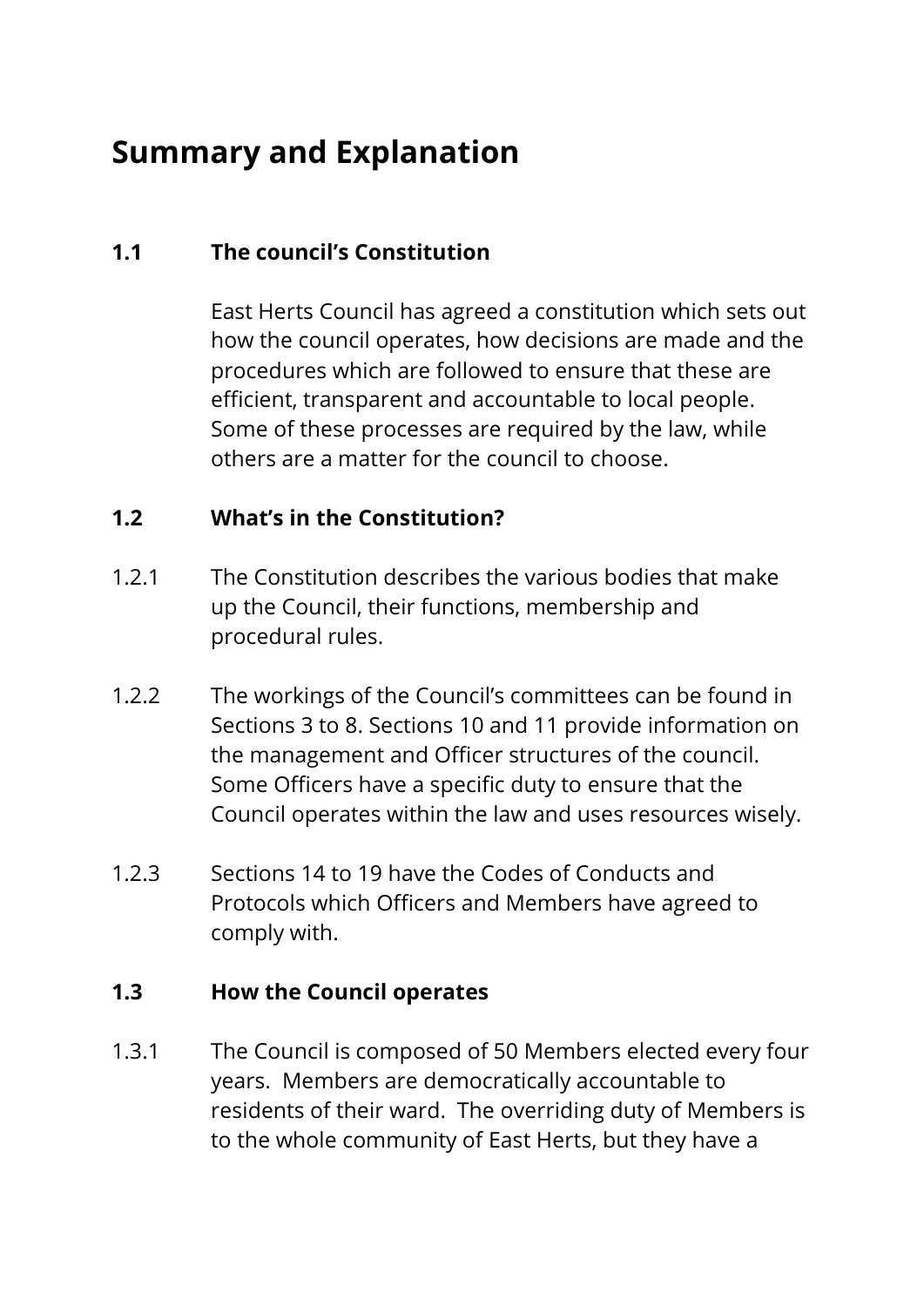# Summary and Explanation

## 1.1 The council's Constitution

East Herts Council has agreed a constitution which sets out how the council operates, how decisions are made and the procedures which are followed to ensure that these are efficient, transparent and accountable to local people. Some of these processes are required by the law, while others are a matter for the council to choose.

## 1.2 What's in the Constitution?

1.2.1 The Constitution describes the various bodies that make up the Council, their functions, membership and procedural rules.

1.2.2 The workings of the Council's committees can be found in Sections 3 to 8. Sections 10 and 11 provide information on the management and Officer structures of the council. Some Officers have a specific duty to ensure that the Council operates within the law and uses resources wisely.

1.2.3 Sections 14 to 19 have the Codes of Conducts and Protocols which Officers and Members have agreed to comply with.

## 1.3 How the Council operates

1.3.1 The Council is composed of 50 Members elected every four years. Members are democratically accountable to residents of their ward. The overriding duty of Members is to the whole community of East Herts, but they have a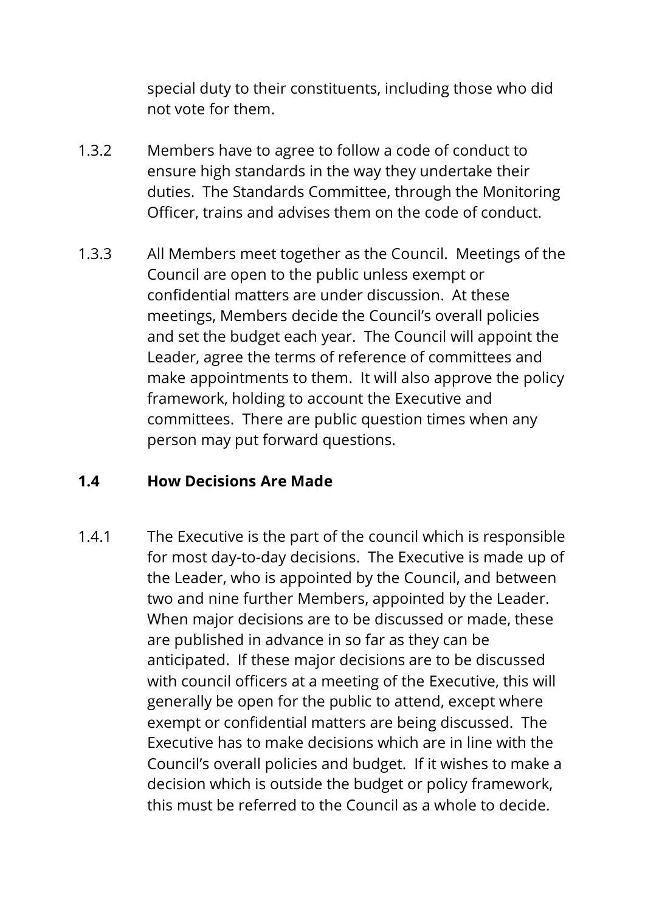special duty to their constituents, including those who did not vote for them.

1.3.2 Members have to agree to follow a code of conduct to ensure high standards in the way they undertake their duties. The Standards Committee, through the Monitoring Officer, trains and advises them on the code of conduct.

1.3.3 All Members meet together as the Council. Meetings of the Council are open to the public unless exempt or confidential matters are under discussion. At these meetings, Members decide the Council's overall policies and set the budget each year. The Council will appoint the Leader, agree the terms of reference of committees and make appointments to them. It will also approve the policy framework, holding to account the Executive and committees. There are public question times when any person may put forward questions.

### 1.4 How Decisions Are Made

1.4.1 The Executive is the part of the council which is responsible for most day-to-day decisions. The Executive is made up of the Leader, who is appointed by the Council, and between two and nine further Members, appointed by the Leader. When major decisions are to be discussed or made, these are published in advance in so far as they can be anticipated. If these major decisions are to be discussed with council officers at a meeting of the Executive, this will generally be open for the public to attend, except where exempt or confidential matters are being discussed. The Executive has to make decisions which are in line with the Council's overall policies and budget. If it wishes to make a decision which is outside the budget or policy framework, this must be referred to the Council as a whole to decide.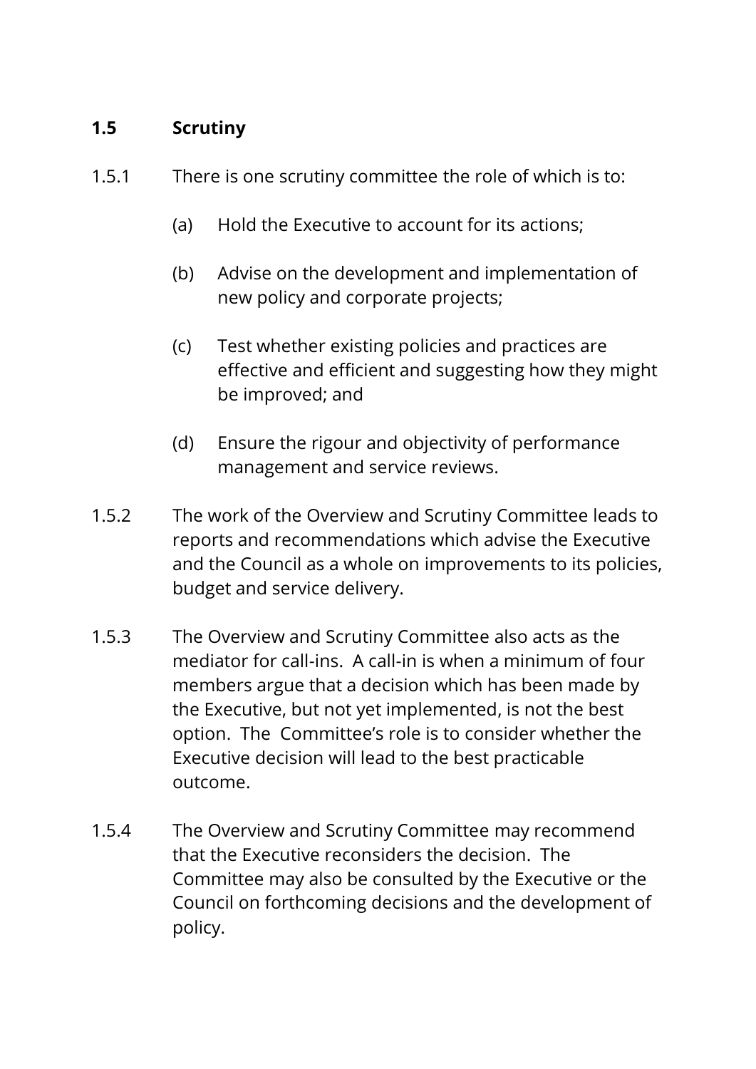## 1.5 Scrutiny

1.5.1 There is one scrutiny committee the role of which is to:

(a) Hold the Executive to account for its actions;

(b) Advise on the development and implementation of new policy and corporate projects;

(c) Test whether existing policies and practices are effective and efficient and suggesting how they might be improved; and

(d) Ensure the rigour and objectivity of performance management and service reviews.

1.5.2 The work of the Overview and Scrutiny Committee leads to reports and recommendations which advise the Executive and the Council as a whole on improvements to its policies, budget and service delivery.

1.5.3 The Overview and Scrutiny Committee also acts as the mediator for call-ins. A call-in is when a minimum of four members argue that a decision which has been made by the Executive, but not yet implemented, is not the best option. The Committee's role is to consider whether the Executive decision will lead to the best practicable outcome.

1.5.4 The Overview and Scrutiny Committee may recommend that the Executive reconsiders the decision. The Committee may also be consulted by the Executive or the Council on forthcoming decisions and the development of policy.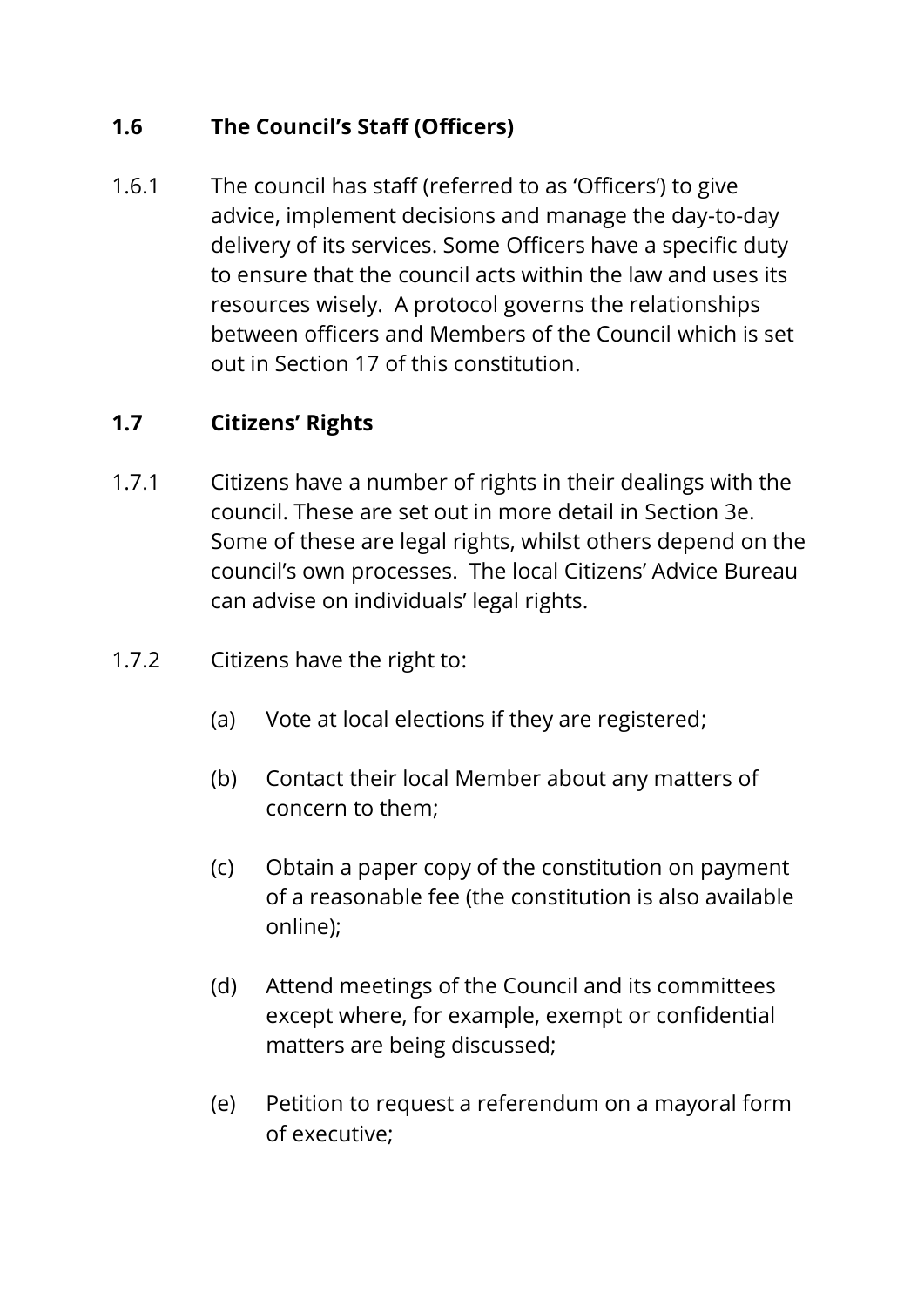## 1.6 The Council's Staff (Officers)

1.6.1 The council has staff (referred to as 'Officers') to give advice, implement decisions and manage the day-to-day delivery of its services. Some Officers have a specific duty to ensure that the council acts within the law and uses its resources wisely. A protocol governs the relationships between officers and Members of the Council which is set out in Section 17 of this constitution.

## 1.7 Citizens' Rights

1.7.1 Citizens have a number of rights in their dealings with the council. These are set out in more detail in Section 3e. Some of these are legal rights, whilst others depend on the council's own processes. The local Citizens' Advice Bureau can advise on individuals' legal rights.

1.7.2 Citizens have the right to:

(a) Vote at local elections if they are registered;

(b) Contact their local Member about any matters of concern to them;

(c) Obtain a paper copy of the constitution on payment of a reasonable fee (the constitution is also available online);

(d) Attend meetings of the Council and its committees except where, for example, exempt or confidential matters are being discussed;

(e) Petition to request a referendum on a mayoral form of executive;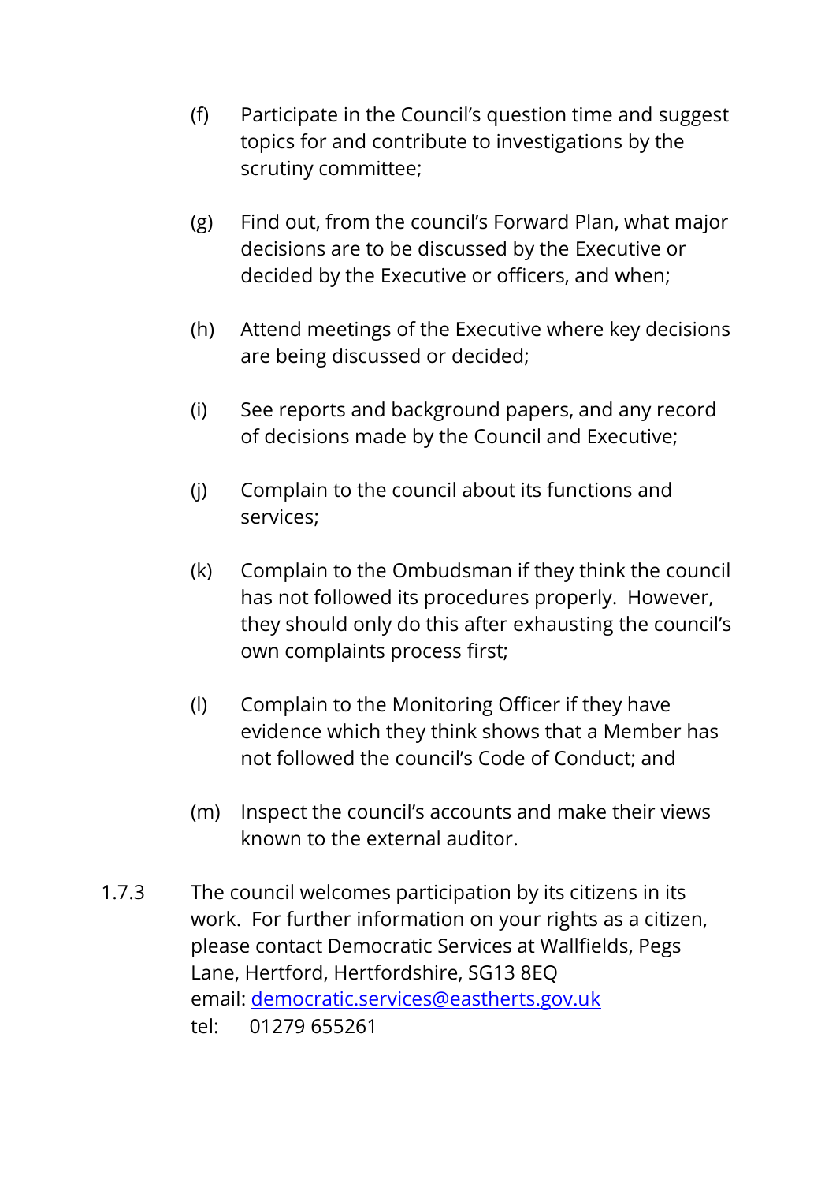(f) Participate in the Council's question time and suggest topics for and contribute to investigations by the scrutiny committee;

(g) Find out, from the council's Forward Plan, what major decisions are to be discussed by the Executive or decided by the Executive or officers, and when;

(h) Attend meetings of the Executive where key decisions are being discussed or decided;

(i) See reports and background papers, and any record of decisions made by the Council and Executive;

(j) Complain to the council about its functions and services;

(k) Complain to the Ombudsman if they think the council has not followed its procedures properly. However, they should only do this after exhausting the council's own complaints process first;

(l) Complain to the Monitoring Officer if they have evidence which they think shows that a Member has not followed the council's Code of Conduct; and

(m) Inspect the council's accounts and make their views known to the external auditor.

1.7.3 The council welcomes participation by its citizens in its work. For further information on your rights as a citizen, please contact Democratic Services at Wallfields, Pegs Lane, Hertford, Hertfordshire, SG13 8EQ
email: [democratic.services@eastherts.gov.uk](mailto:democratic.services@eastherts.gov.uk)
tel: 01279 655261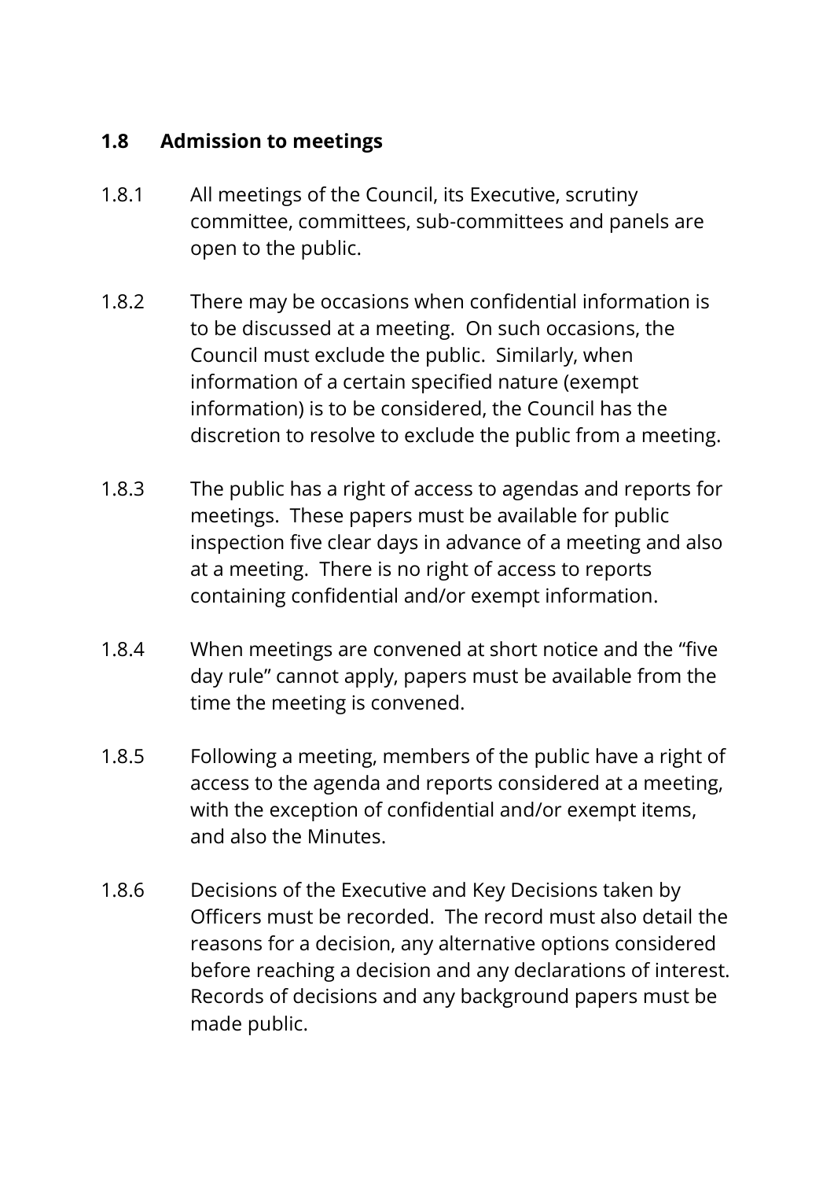### 1.8 Admission to meetings

1.8.1 All meetings of the Council, its Executive, scrutiny committee, committees, sub-committees and panels are open to the public.

1.8.2 There may be occasions when confidential information is to be discussed at a meeting. On such occasions, the Council must exclude the public. Similarly, when information of a certain specified nature (exempt information) is to be considered, the Council has the discretion to resolve to exclude the public from a meeting.

1.8.3 The public has a right of access to agendas and reports for meetings. These papers must be available for public inspection five clear days in advance of a meeting and also at a meeting. There is no right of access to reports containing confidential and/or exempt information.

1.8.4 When meetings are convened at short notice and the "five day rule" cannot apply, papers must be available from the time the meeting is convened.

1.8.5 Following a meeting, members of the public have a right of access to the agenda and reports considered at a meeting, with the exception of confidential and/or exempt items, and also the Minutes.

1.8.6 Decisions of the Executive and Key Decisions taken by Officers must be recorded. The record must also detail the reasons for a decision, any alternative options considered before reaching a decision and any declarations of interest. Records of decisions and any background papers must be made public.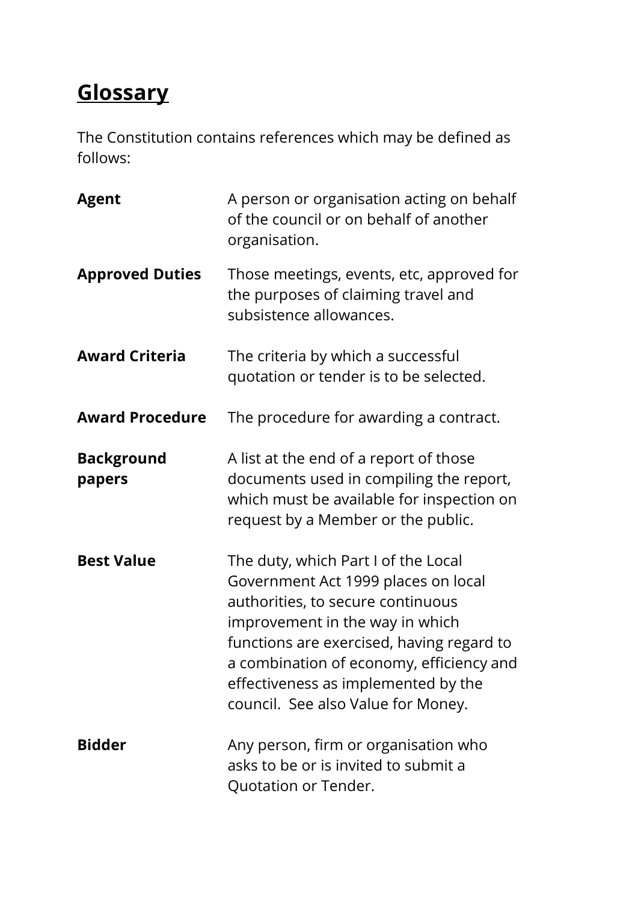# Glossary

The Constitution contains references which may be defined as follows:

**Agent** A person or organisation acting on behalf of the council or on behalf of another organisation.

**Approved Duties** Those meetings, events, etc, approved for the purposes of claiming travel and subsistence allowances.

**Award Criteria** The criteria by which a successful quotation or tender is to be selected.

**Award Procedure** The procedure for awarding a contract.

**Background papers** A list at the end of a report of those documents used in compiling the report, which must be available for inspection on request by a Member or the public.

**Best Value** The duty, which Part I of the Local Government Act 1999 places on local authorities, to secure continuous improvement in the way in which functions are exercised, having regard to a combination of economy, efficiency and effectiveness as implemented by the council. See also Value for Money.

**Bidder** Any person, firm or organisation who asks to be or is invited to submit a Quotation or Tender.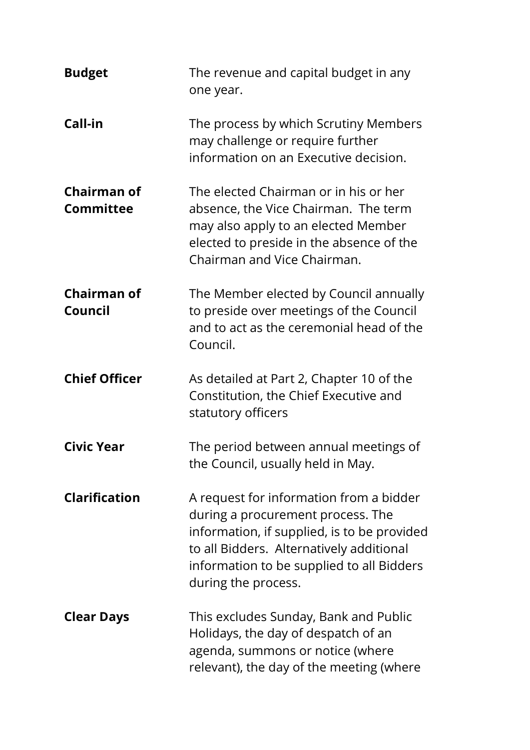**Budget** The revenue and capital budget in any one year.

**Call-in** The process by which Scrutiny Members may challenge or require further information on an Executive decision.

**Chairman of Committee** The elected Chairman or in his or her absence, the Vice Chairman. The term may also apply to an elected Member elected to preside in the absence of the Chairman and Vice Chairman.

**Chairman of Council** The Member elected by Council annually to preside over meetings of the Council and to act as the ceremonial head of the Council.

**Chief Officer** As detailed at Part 2, Chapter 10 of the Constitution, the Chief Executive and statutory officers

**Civic Year** The period between annual meetings of the Council, usually held in May.

**Clarification** A request for information from a bidder during a procurement process. The information, if supplied, is to be provided to all Bidders. Alternatively additional information to be supplied to all Bidders during the process.

**Clear Days** This excludes Sunday, Bank and Public Holidays, the day of despatch of an agenda, summons or notice (where relevant), the day of the meeting (where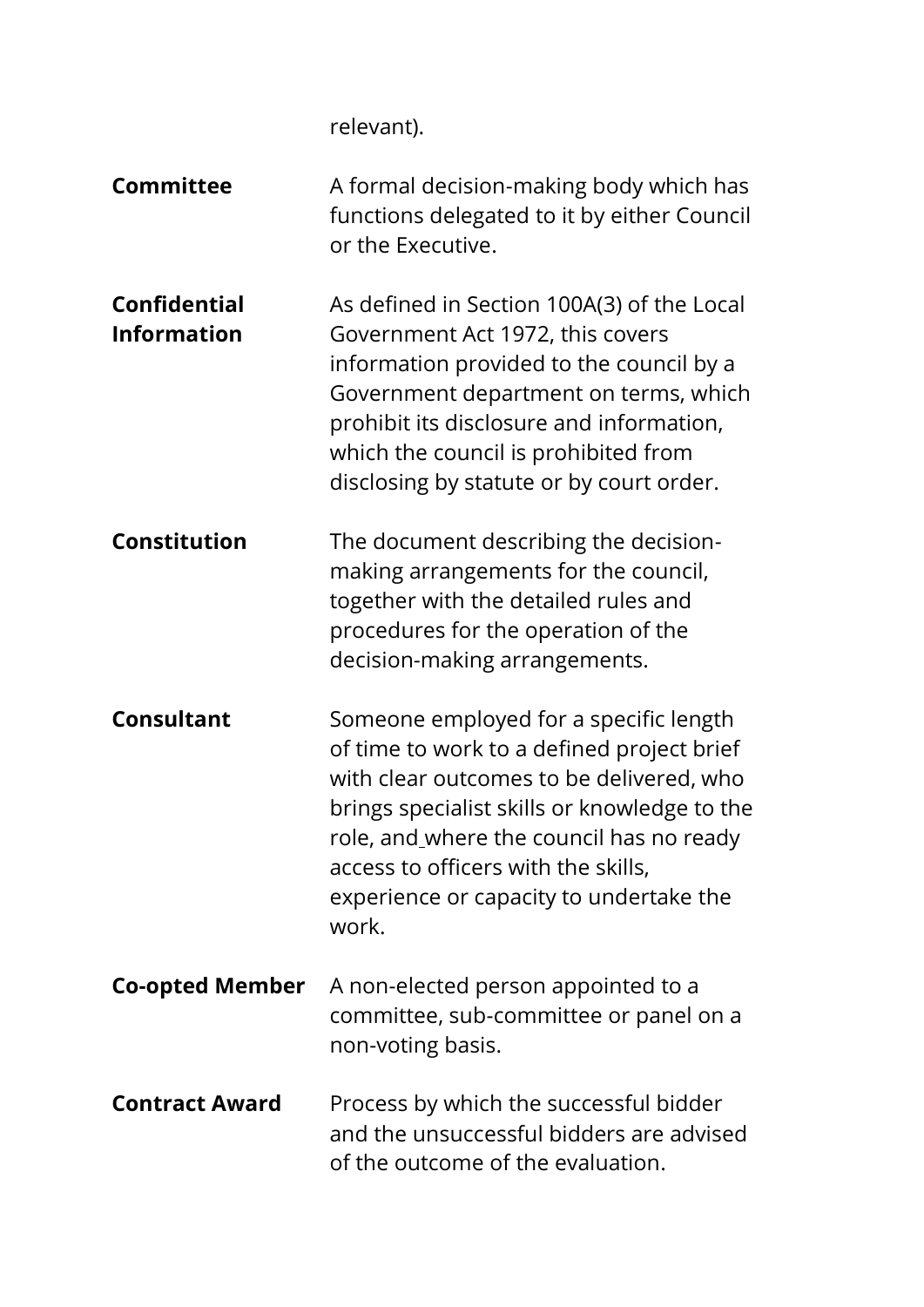relevant).

| | |
|---|---|
| **Committee** | A formal decision-making body which has functions delegated to it by either Council or the Executive. |
| **Confidential Information** | As defined in Section 100A(3) of the Local Government Act 1972, this covers information provided to the council by a Government department on terms, which prohibit its disclosure and information, which the council is prohibited from disclosing by statute or by court order. |
| **Constitution** | The document describing the decision-making arrangements for the council, together with the detailed rules and procedures for the operation of the decision-making arrangements. |
| **Consultant** | Someone employed for a specific length of time to work to a defined project brief with clear outcomes to be delivered, who brings specialist skills or knowledge to the role, and where the council has no ready access to officers with the skills, experience or capacity to undertake the work. |
| **Co-opted Member** | A non-elected person appointed to a committee, sub-committee or panel on a non-voting basis. |
| **Contract Award** | Process by which the successful bidder and the unsuccessful bidders are advised of the outcome of the evaluation. |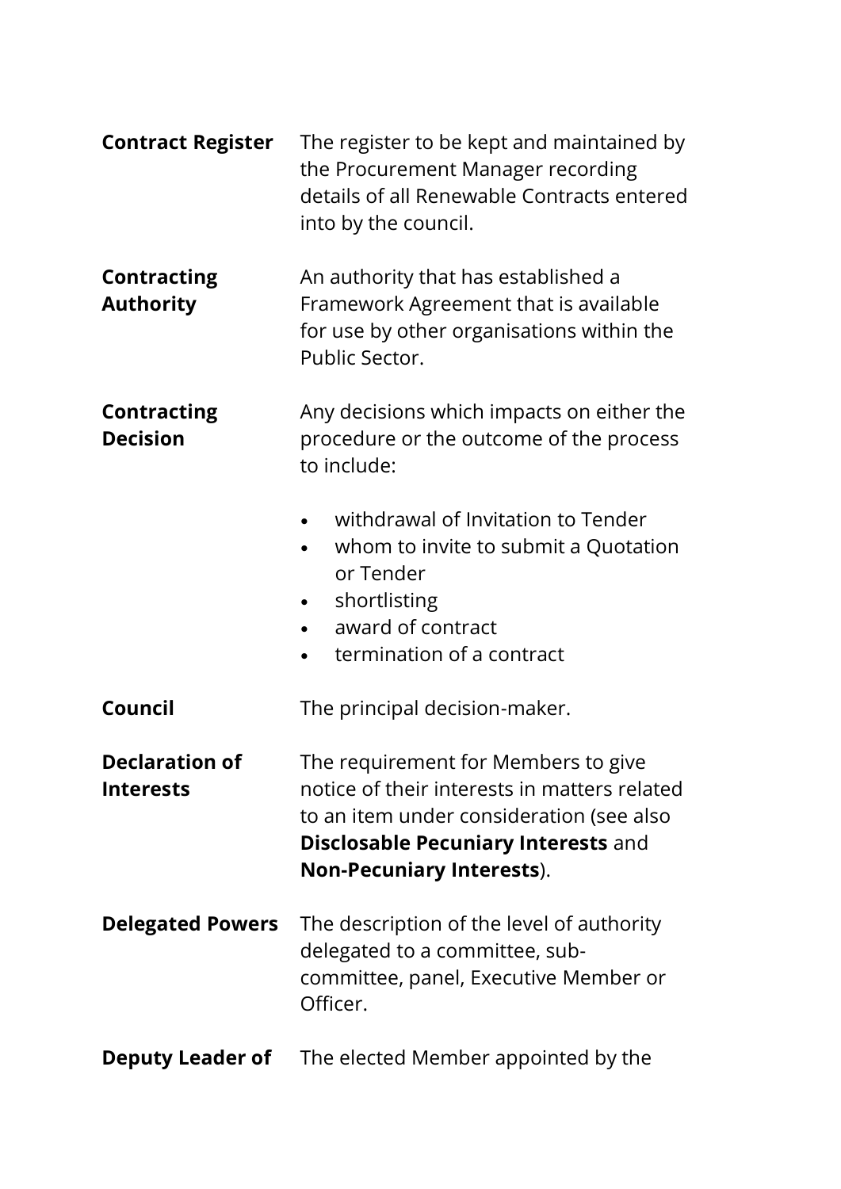| | |
|---|---|
| **Contract Register** | The register to be kept and maintained by the Procurement Manager recording details of all Renewable Contracts entered into by the council. |
| **Contracting Authority** | An authority that has established a Framework Agreement that is available for use by other organisations within the Public Sector. |
| **Contracting Decision** | Any decisions which impacts on either the procedure or the outcome of the process to include:<br>• withdrawal of Invitation to Tender<br>• whom to invite to submit a Quotation or Tender<br>• shortlisting<br>• award of contract<br>• termination of a contract |
| **Council** | The principal decision-maker. |
| **Declaration of Interests** | The requirement for Members to give notice of their interests in matters related to an item under consideration (see also **Disclosable Pecuniary Interests** and **Non-Pecuniary Interests**). |
| **Delegated Powers** | The description of the level of authority delegated to a committee, sub-committee, panel, Executive Member or Officer. |
| **Deputy Leader of** | The elected Member appointed by the |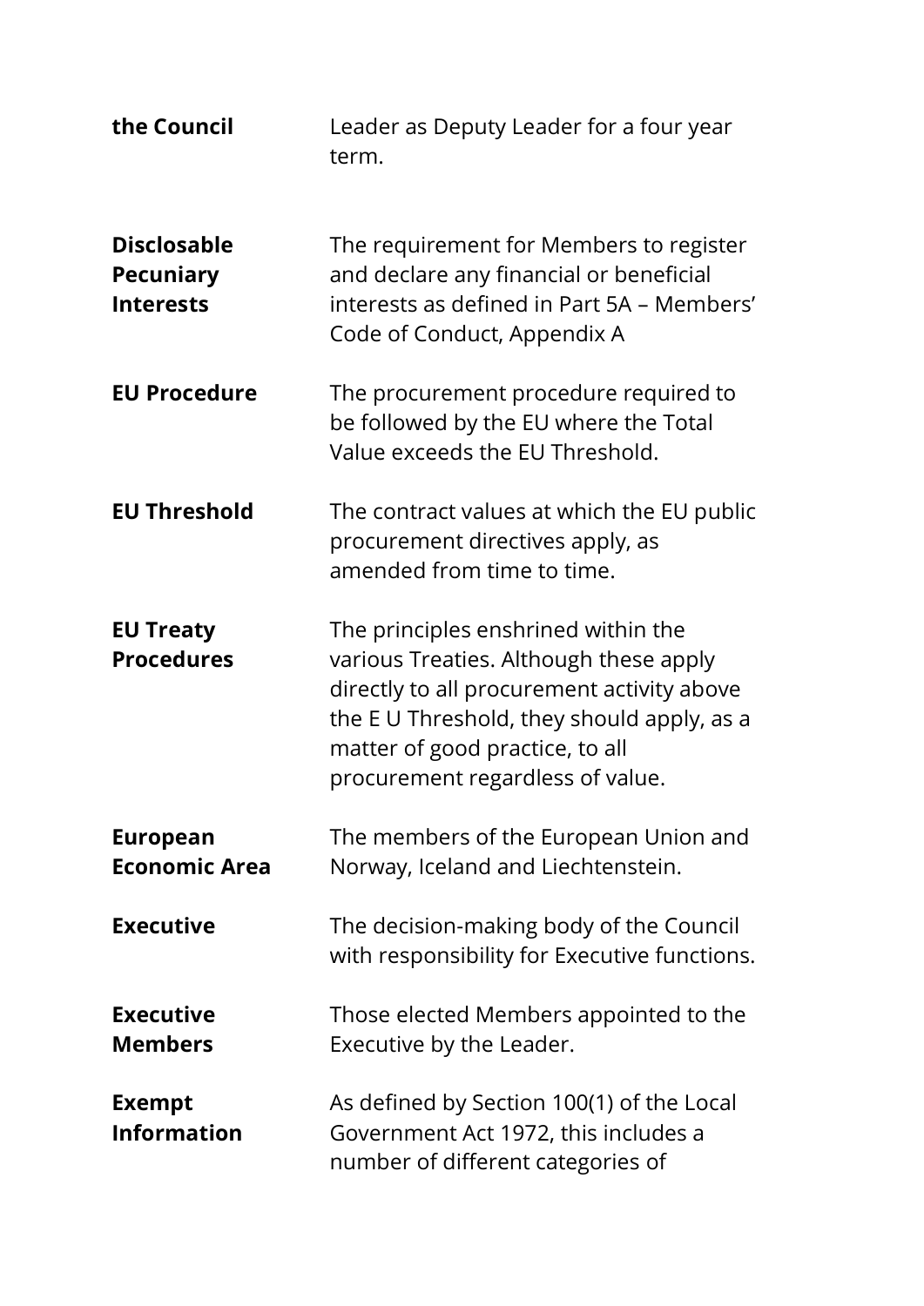| | |
|---|---|
| **the Council** | Leader as Deputy Leader for a four year term. |
| **Disclosable Pecuniary Interests** | The requirement for Members to register and declare any financial or beneficial interests as defined in Part 5A – Members' Code of Conduct, Appendix A |
| **EU Procedure** | The procurement procedure required to be followed by the EU where the Total Value exceeds the EU Threshold. |
| **EU Threshold** | The contract values at which the EU public procurement directives apply, as amended from time to time. |
| **EU Treaty Procedures** | The principles enshrined within the various Treaties. Although these apply directly to all procurement activity above the E U Threshold, they should apply, as a matter of good practice, to all procurement regardless of value. |
| **European Economic Area** | The members of the European Union and Norway, Iceland and Liechtenstein. |
| **Executive** | The decision-making body of the Council with responsibility for Executive functions. |
| **Executive Members** | Those elected Members appointed to the Executive by the Leader. |
| **Exempt Information** | As defined by Section 100(1) of the Local Government Act 1972, this includes a number of different categories of |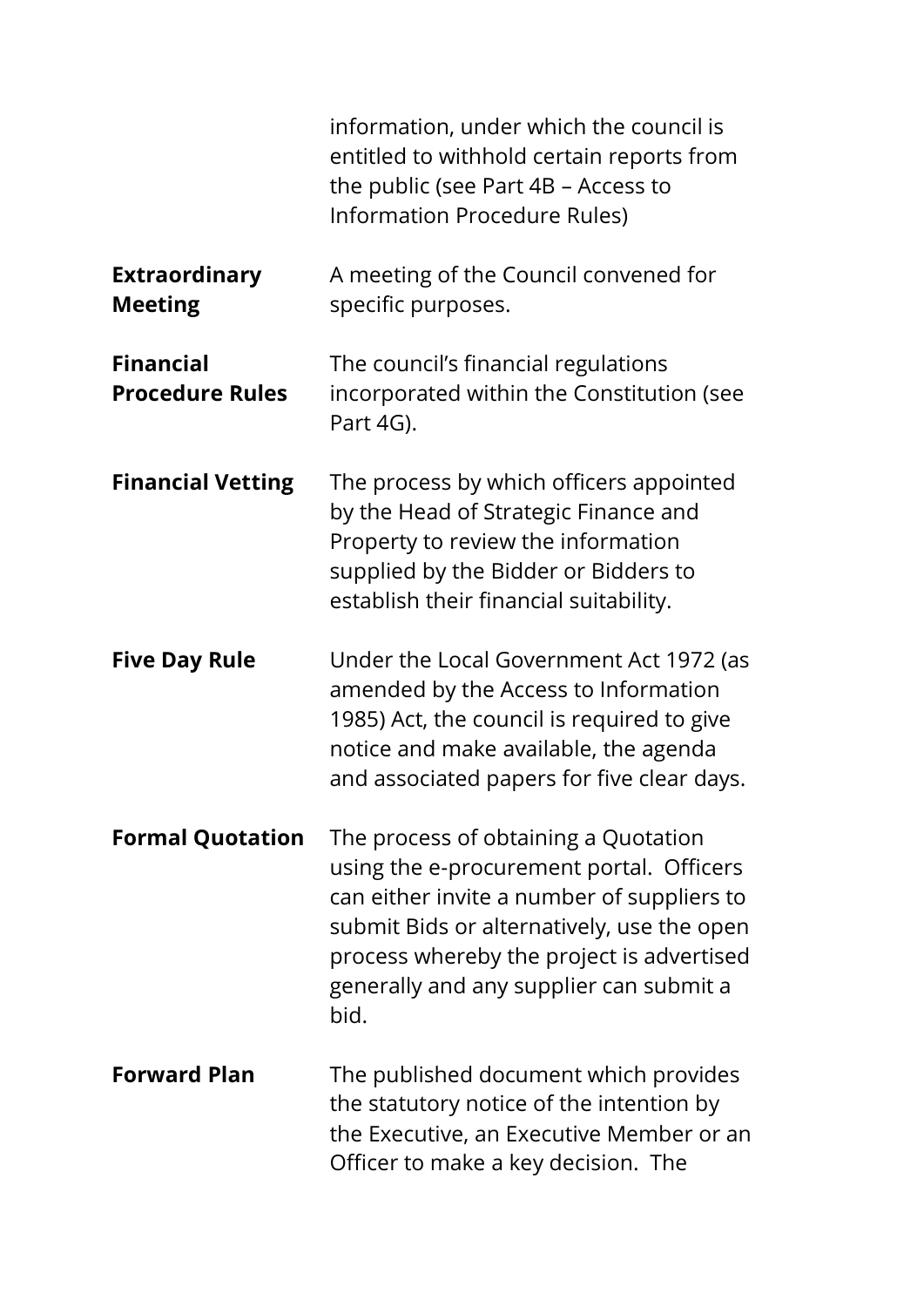information, under which the council is entitled to withhold certain reports from the public (see Part 4B – Access to Information Procedure Rules)

| | |
|---|---|
| **Extraordinary Meeting** | A meeting of the Council convened for specific purposes. |
| **Financial Procedure Rules** | The council's financial regulations incorporated within the Constitution (see Part 4G). |
| **Financial Vetting** | The process by which officers appointed by the Head of Strategic Finance and Property to review the information supplied by the Bidder or Bidders to establish their financial suitability. |
| **Five Day Rule** | Under the Local Government Act 1972 (as amended by the Access to Information 1985) Act, the council is required to give notice and make available, the agenda and associated papers for five clear days. |
| **Formal Quotation** | The process of obtaining a Quotation using the e-procurement portal. Officers can either invite a number of suppliers to submit Bids or alternatively, use the open process whereby the project is advertised generally and any supplier can submit a bid. |
| **Forward Plan** | The published document which provides the statutory notice of the intention by the Executive, an Executive Member or an Officer to make a key decision. The |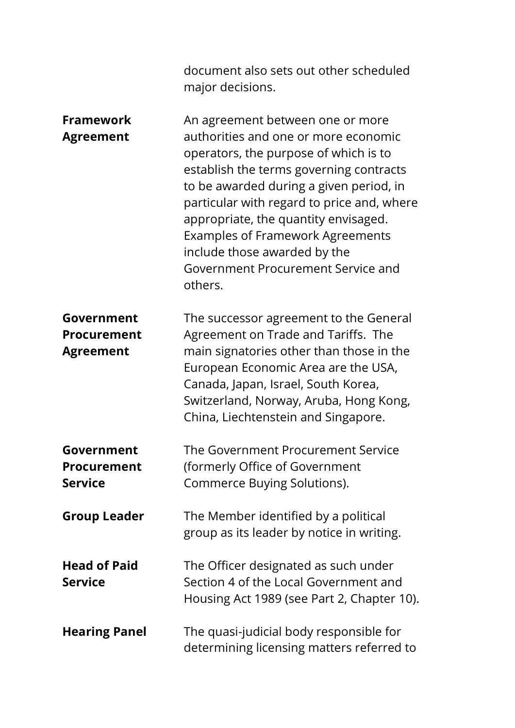document also sets out other scheduled major decisions.

| | |
|---|---|
| **Framework Agreement** | An agreement between one or more authorities and one or more economic operators, the purpose of which is to establish the terms governing contracts to be awarded during a given period, in particular with regard to price and, where appropriate, the quantity envisaged. Examples of Framework Agreements include those awarded by the Government Procurement Service and others. |
| **Government Procurement Agreement** | The successor agreement to the General Agreement on Trade and Tariffs. The main signatories other than those in the European Economic Area are the USA, Canada, Japan, Israel, South Korea, Switzerland, Norway, Aruba, Hong Kong, China, Liechtenstein and Singapore. |
| **Government Procurement Service** | The Government Procurement Service (formerly Office of Government Commerce Buying Solutions). |
| **Group Leader** | The Member identified by a political group as its leader by notice in writing. |
| **Head of Paid Service** | The Officer designated as such under Section 4 of the Local Government and Housing Act 1989 (see Part 2, Chapter 10). |
| **Hearing Panel** | The quasi-judicial body responsible for determining licensing matters referred to |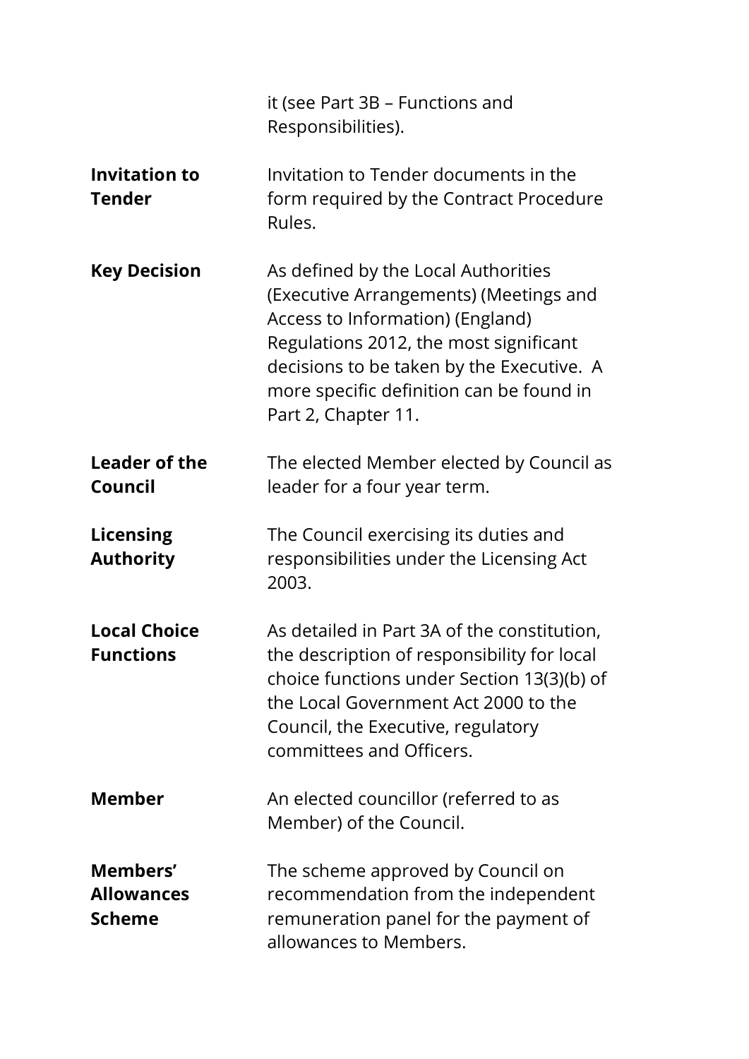it (see Part 3B – Functions and Responsibilities).

**Invitation to Tender** Invitation to Tender documents in the form required by the Contract Procedure Rules.

**Key Decision** As defined by the Local Authorities (Executive Arrangements) (Meetings and Access to Information) (England) Regulations 2012, the most significant decisions to be taken by the Executive. A more specific definition can be found in Part 2, Chapter 11.

**Leader of the Council** The elected Member elected by Council as leader for a four year term.

**Licensing Authority** The Council exercising its duties and responsibilities under the Licensing Act 2003.

**Local Choice Functions** As detailed in Part 3A of the constitution, the description of responsibility for local choice functions under Section 13(3)(b) of the Local Government Act 2000 to the Council, the Executive, regulatory committees and Officers.

**Member** An elected councillor (referred to as Member) of the Council.

**Members' Allowances Scheme** The scheme approved by Council on recommendation from the independent remuneration panel for the payment of allowances to Members.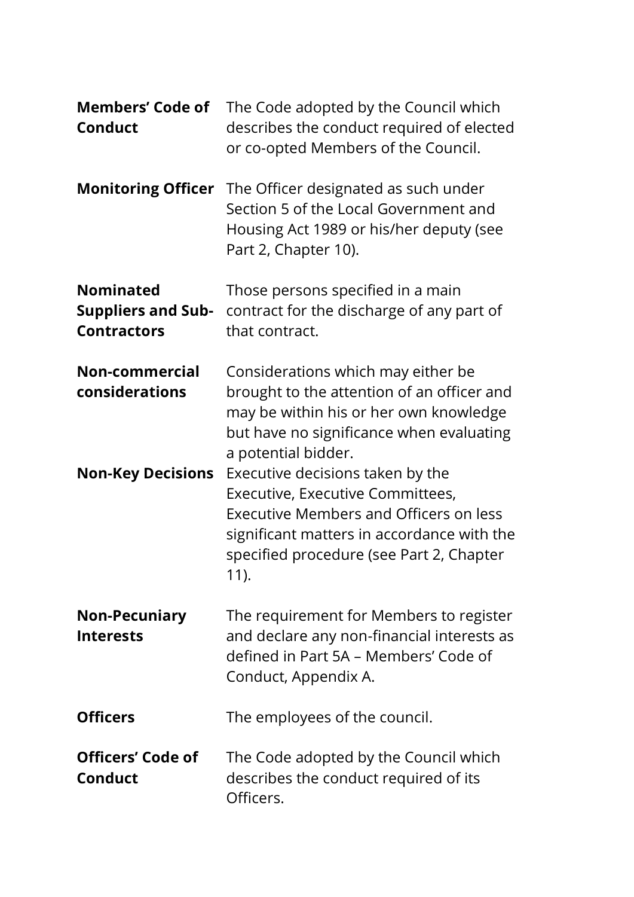| | |
|---|---|
| **Members' Code of Conduct** | The Code adopted by the Council which describes the conduct required of elected or co-opted Members of the Council. |
| **Monitoring Officer** | The Officer designated as such under Section 5 of the Local Government and Housing Act 1989 or his/her deputy (see Part 2, Chapter 10). |
| **Nominated Suppliers and Sub-Contractors** | Those persons specified in a main contract for the discharge of any part of that contract. |
| **Non-commercial considerations** | Considerations which may either be brought to the attention of an officer and may be within his or her own knowledge but have no significance when evaluating a potential bidder. |
| **Non-Key Decisions** | Executive decisions taken by the Executive, Executive Committees, Executive Members and Officers on less significant matters in accordance with the specified procedure (see Part 2, Chapter 11). |
| **Non-Pecuniary Interests** | The requirement for Members to register and declare any non-financial interests as defined in Part 5A – Members' Code of Conduct, Appendix A. |
| **Officers** | The employees of the council. |
| **Officers' Code of Conduct** | The Code adopted by the Council which describes the conduct required of its Officers. |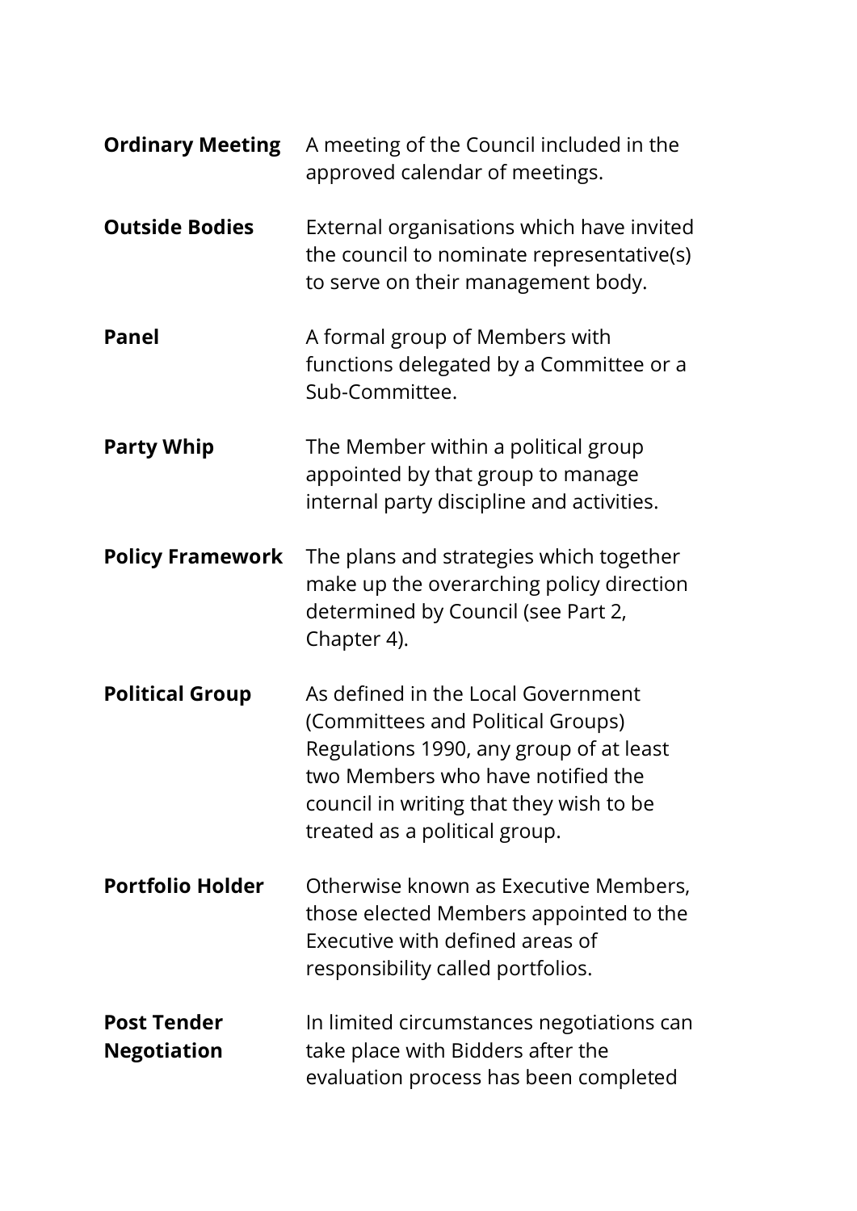| | |
|---|---|
| **Ordinary Meeting** | A meeting of the Council included in the approved calendar of meetings. |
| **Outside Bodies** | External organisations which have invited the council to nominate representative(s) to serve on their management body. |
| **Panel** | A formal group of Members with functions delegated by a Committee or a Sub-Committee. |
| **Party Whip** | The Member within a political group appointed by that group to manage internal party discipline and activities. |
| **Policy Framework** | The plans and strategies which together make up the overarching policy direction determined by Council (see Part 2, Chapter 4). |
| **Political Group** | As defined in the Local Government (Committees and Political Groups) Regulations 1990, any group of at least two Members who have notified the council in writing that they wish to be treated as a political group. |
| **Portfolio Holder** | Otherwise known as Executive Members, those elected Members appointed to the Executive with defined areas of responsibility called portfolios. |
| **Post Tender Negotiation** | In limited circumstances negotiations can take place with Bidders after the evaluation process has been completed |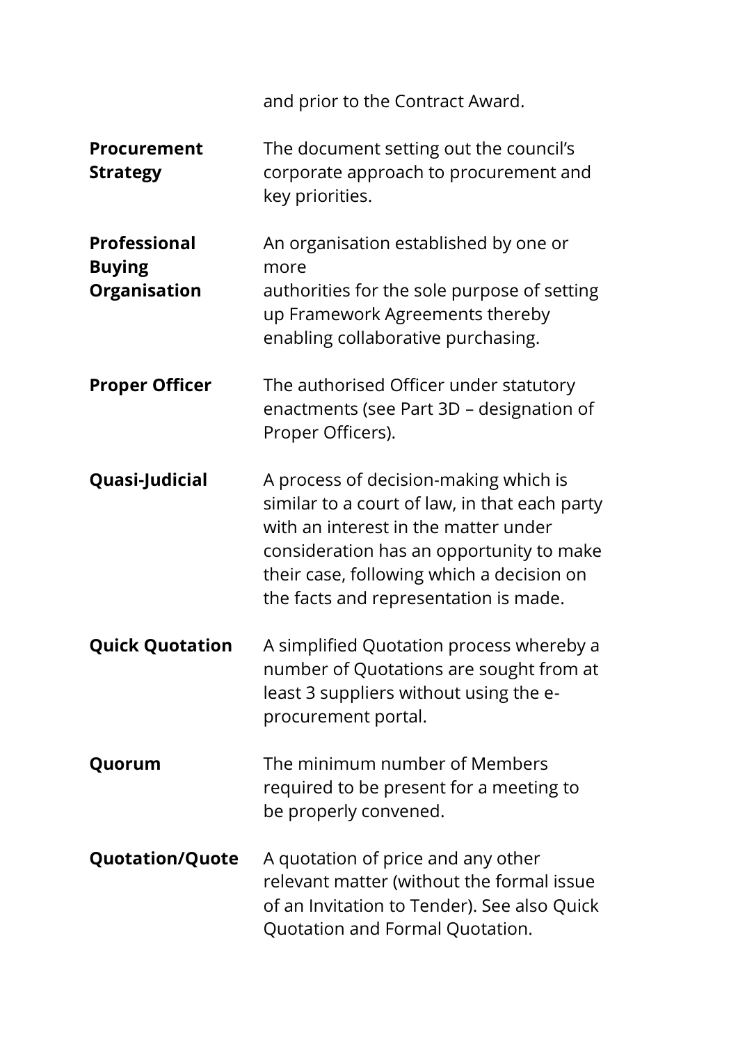| | |
|---|---|
| | and prior to the Contract Award. |
| **Procurement Strategy** | The document setting out the council's corporate approach to procurement and key priorities. |
| **Professional Buying Organisation** | An organisation established by one or more authorities for the sole purpose of setting up Framework Agreements thereby enabling collaborative purchasing. |
| **Proper Officer** | The authorised Officer under statutory enactments (see Part 3D – designation of Proper Officers). |
| **Quasi-Judicial** | A process of decision-making which is similar to a court of law, in that each party with an interest in the matter under consideration has an opportunity to make their case, following which a decision on the facts and representation is made. |
| **Quick Quotation** | A simplified Quotation process whereby a number of Quotations are sought from at least 3 suppliers without using the e-procurement portal. |
| **Quorum** | The minimum number of Members required to be present for a meeting to be properly convened. |
| **Quotation/Quote** | A quotation of price and any other relevant matter (without the formal issue of an Invitation to Tender). See also Quick Quotation and Formal Quotation. |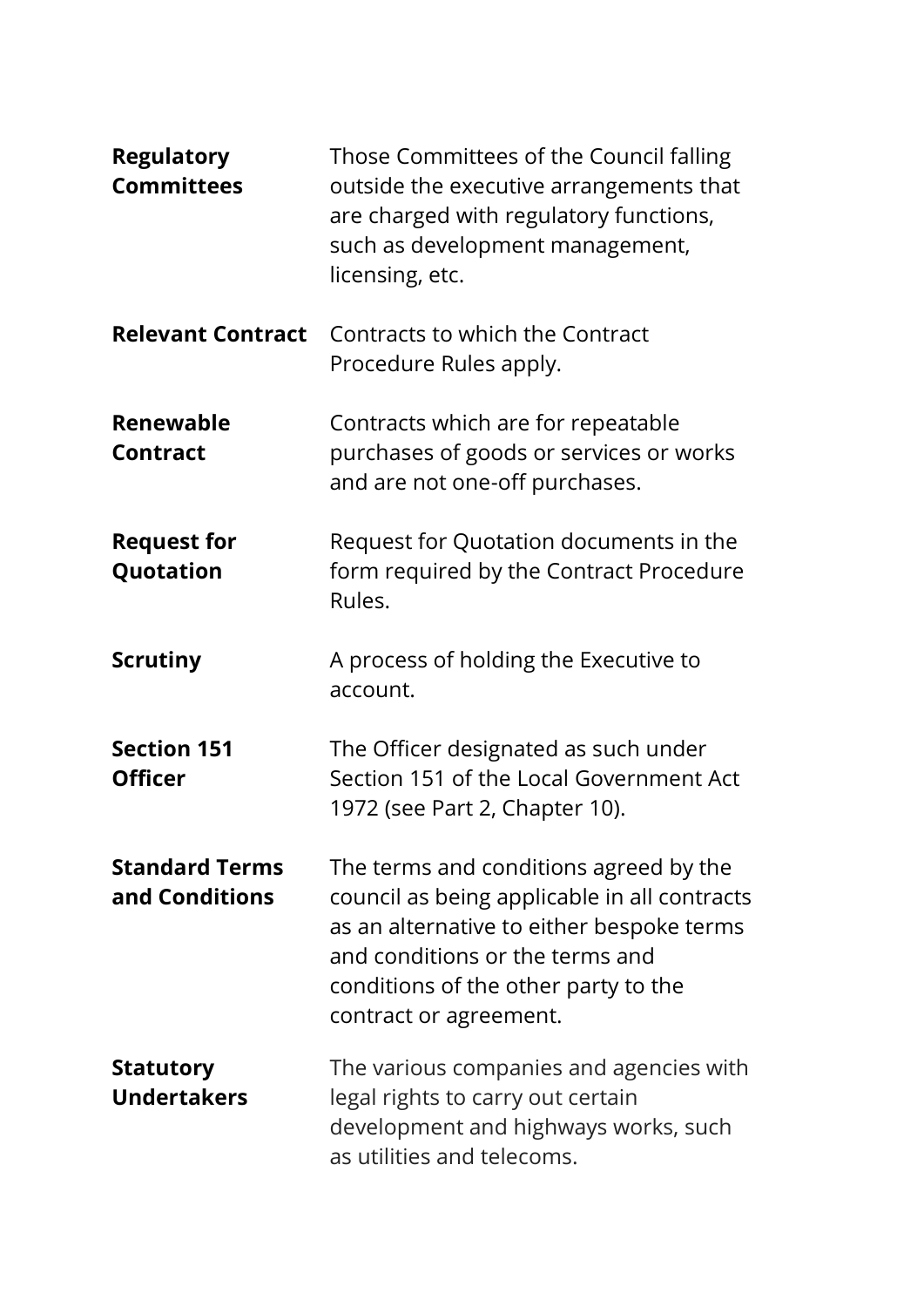| | |
|---|---|
| **Regulatory Committees** | Those Committees of the Council falling outside the executive arrangements that are charged with regulatory functions, such as development management, licensing, etc. |
| **Relevant Contract** | Contracts to which the Contract Procedure Rules apply. |
| **Renewable Contract** | Contracts which are for repeatable purchases of goods or services or works and are not one-off purchases. |
| **Request for Quotation** | Request for Quotation documents in the form required by the Contract Procedure Rules. |
| **Scrutiny** | A process of holding the Executive to account. |
| **Section 151 Officer** | The Officer designated as such under Section 151 of the Local Government Act 1972 (see Part 2, Chapter 10). |
| **Standard Terms and Conditions** | The terms and conditions agreed by the council as being applicable in all contracts as an alternative to either bespoke terms and conditions or the terms and conditions of the other party to the contract or agreement. |
| **Statutory Undertakers** | The various companies and agencies with legal rights to carry out certain development and highways works, such as utilities and telecoms. |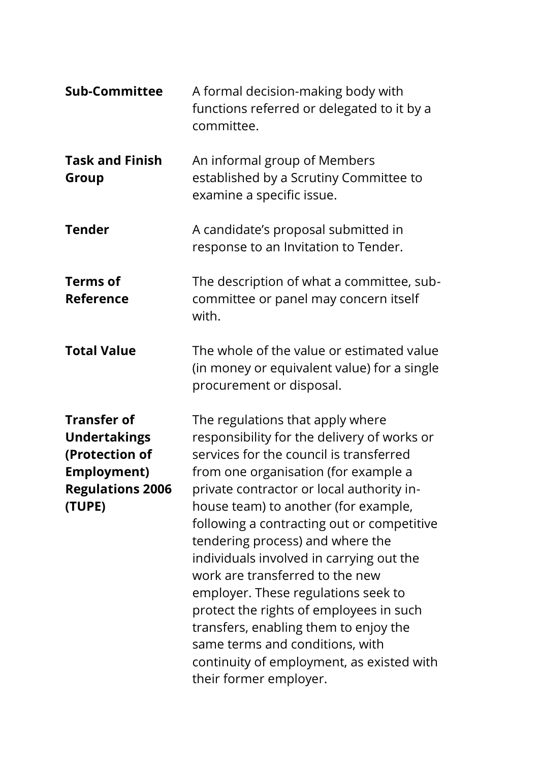| | |
|---|---|
| **Sub-Committee** | A formal decision-making body with functions referred or delegated to it by a committee. |
| **Task and Finish Group** | An informal group of Members established by a Scrutiny Committee to examine a specific issue. |
| **Tender** | A candidate's proposal submitted in response to an Invitation to Tender. |
| **Terms of Reference** | The description of what a committee, sub-committee or panel may concern itself with. |
| **Total Value** | The whole of the value or estimated value (in money or equivalent value) for a single procurement or disposal. |
| **Transfer of Undertakings (Protection of Employment) Regulations 2006 (TUPE)** | The regulations that apply where responsibility for the delivery of works or services for the council is transferred from one organisation (for example a private contractor or local authority in-house team) to another (for example, following a contracting out or competitive tendering process) and where the individuals involved in carrying out the work are transferred to the new employer. These regulations seek to protect the rights of employees in such transfers, enabling them to enjoy the same terms and conditions, with continuity of employment, as existed with their former employer. |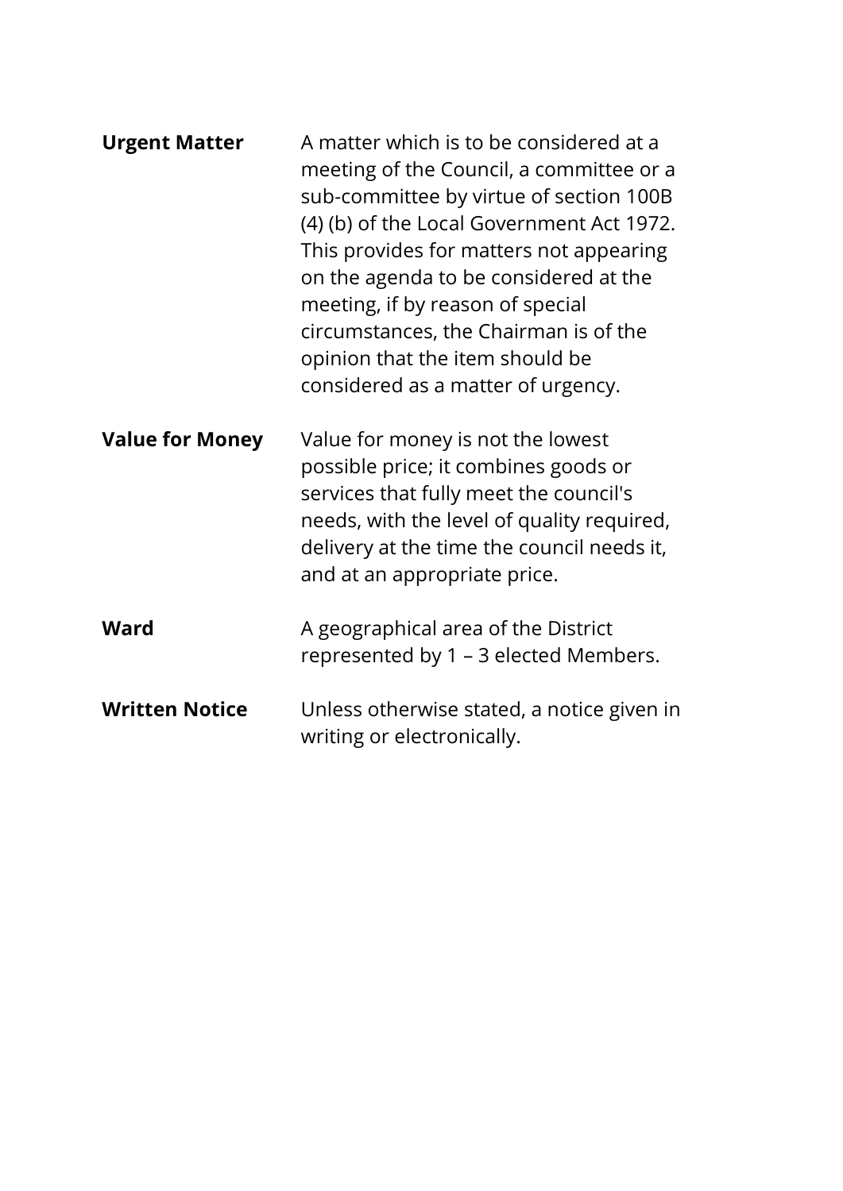| | |
|---|---|
| **Urgent Matter** | A matter which is to be considered at a meeting of the Council, a committee or a sub-committee by virtue of section 100B (4) (b) of the Local Government Act 1972. This provides for matters not appearing on the agenda to be considered at the meeting, if by reason of special circumstances, the Chairman is of the opinion that the item should be considered as a matter of urgency. |
| **Value for Money** | Value for money is not the lowest possible price; it combines goods or services that fully meet the council's needs, with the level of quality required, delivery at the time the council needs it, and at an appropriate price. |
| **Ward** | A geographical area of the District represented by 1 – 3 elected Members. |
| **Written Notice** | Unless otherwise stated, a notice given in writing or electronically. |